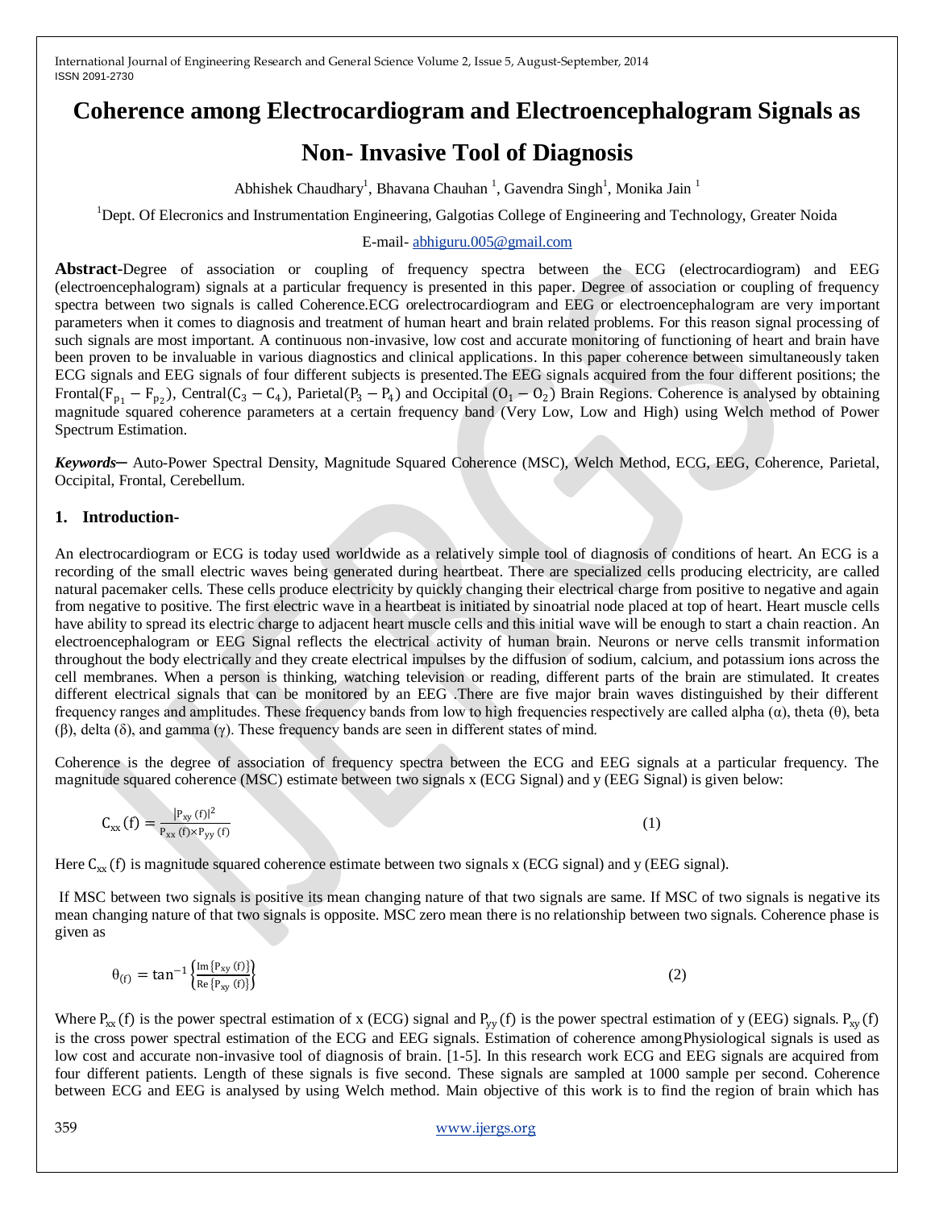# Coherence among Electrocardiogram and Electroencephalogram Signals as Non- Invasive Tool of Diagnosis

Abhishek Chaudhary[1], Bhavana Chauhan [1], Gavendra Singh[1], Monika Jain [1]

[1]Dept. Of Elecronics and Instrumentation Engineering, Galgotias College of Engineering and Technology, Greater Noida

E-mail- abhiguru.005@gmail.com

**Abstract**-Degree of association or coupling of frequency spectra between the ECG (electrocardiogram) and EEG (electroencephalogram) signals at a particular frequency is presented in this paper. Degree of association or coupling of frequency spectra between two signals is called Coherence.ECG orelectrocardiogram and EEG or electroencephalogram are very important parameters when it comes to diagnosis and treatment of human heart and brain related problems. For this reason signal processing of such signals are most important. A continuous non-invasive, low cost and accurate monitoring of functioning of heart and brain have been proven to be invaluable in various diagnostics and clinical applications. In this paper coherence between simultaneously taken ECG signals and EEG signals of four different subjects is presented.The EEG signals acquired from the four different positions; the Frontal($F_{p_1} - F_{p_2}$), Central($C_3 - C_4$), Parietal($P_3 - P_4$) and Occipital ($O_1 - O_2$) Brain Regions. Coherence is analysed by obtaining magnitude squared coherence parameters at a certain frequency band (Very Low, Low and High) using Welch method of Power Spectrum Estimation.

***Keywords***— Auto-Power Spectral Density, Magnitude Squared Coherence (MSC), Welch Method, ECG, EEG, Coherence, Parietal, Occipital, Frontal, Cerebellum.

## 1. Introduction-

An electrocardiogram or ECG is today used worldwide as a relatively simple tool of diagnosis of conditions of heart. An ECG is a recording of the small electric waves being generated during heartbeat. There are specialized cells producing electricity, are called natural pacemaker cells. These cells produce electricity by quickly changing their electrical charge from positive to negative and again from negative to positive. The first electric wave in a heartbeat is initiated by sinoatrial node placed at top of heart. Heart muscle cells have ability to spread its electric charge to adjacent heart muscle cells and this initial wave will be enough to start a chain reaction. An electroencephalogram or EEG Signal reflects the electrical activity of human brain. Neurons or nerve cells transmit information throughout the body electrically and they create electrical impulses by the diffusion of sodium, calcium, and potassium ions across the cell membranes. When a person is thinking, watching television or reading, different parts of the brain are stimulated. It creates different electrical signals that can be monitored by an EEG .There are five major brain waves distinguished by their different frequency ranges and amplitudes. These frequency bands from low to high frequencies respectively are called alpha (α), theta (θ), beta (β), delta (δ), and gamma (γ). These frequency bands are seen in different states of mind.

Coherence is the degree of association of frequency spectra between the ECG and EEG signals at a particular frequency. The magnitude squared coherence (MSC) estimate between two signals x (ECG Signal) and y (EEG Signal) is given below:

$$C_{xx}(f) = \frac{|P_{xy}(f)|^2}{P_{xx}(f) \times P_{yy}(f)} \qquad (1)$$

Here $C_{xx}(f)$ is magnitude squared coherence estimate between two signals x (ECG signal) and y (EEG signal).

If MSC between two signals is positive its mean changing nature of that two signals are same. If MSC of two signals is negative its mean changing nature of that two signals is opposite. MSC zero mean there is no relationship between two signals. Coherence phase is given as

$$\theta_{(f)} = \tan^{-1}\left\{\frac{\mathrm{Im}\{P_{xy}(f)\}}{\mathrm{Re}\{P_{xy}(f)\}}\right\} \qquad (2)$$

Where $P_{xx}(f)$ is the power spectral estimation of x (ECG) signal and $P_{yy}(f)$ is the power spectral estimation of y (EEG) signals. $P_{xy}(f)$ is the cross power spectral estimation of the ECG and EEG signals. Estimation of coherence amongPhysiological signals is used as low cost and accurate non-invasive tool of diagnosis of brain. [1-5]. In this research work ECG and EEG signals are acquired from four different patients. Length of these signals is five second. These signals are sampled at 1000 sample per second. Coherence between ECG and EEG is analysed by using Welch method. Main objective of this work is to find the region of brain which has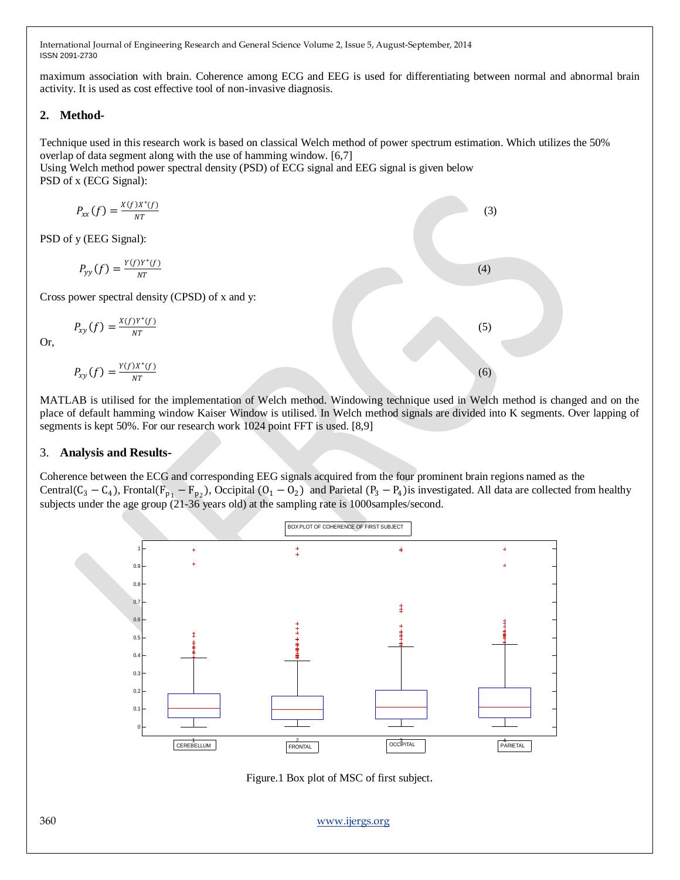maximum association with brain. Coherence among ECG and EEG is used for differentiating between normal and abnormal brain activity. It is used as cost effective tool of non-invasive diagnosis.

## 2. Method-

Technique used in this research work is based on classical Welch method of power spectrum estimation. Which utilizes the 50% overlap of data segment along with the use of hamming window. [6,7]
Using Welch method power spectral density (PSD) of ECG signal and EEG signal is given below
PSD of x (ECG Signal):

$$P_{xx}(f) = \frac{X(f)X^*(f)}{NT} \tag{3}$$

PSD of y (EEG Signal):

$$P_{yy}(f) = \frac{Y(f)Y^*(f)}{NT} \tag{4}$$

Cross power spectral density (CPSD) of x and y:

$$P_{xy}(f) = \frac{X(f)Y^*(f)}{NT} \tag{5}$$

Or,

$$P_{xy}(f) = \frac{Y(f)X^*(f)}{NT} \tag{6}$$

MATLAB is utilised for the implementation of Welch method. Windowing technique used in Welch method is changed and on the place of default hamming window Kaiser Window is utilised. In Welch method signals are divided into K segments. Over lapping of segments is kept 50%. For our research work 1024 point FFT is used. [8,9]

## 3. Analysis and Results-

Coherence between the ECG and corresponding EEG signals acquired from the four prominent brain regions named as the Central($C_3 - C_4$), Frontal($F_{p_1} - F_{p_2}$), Occipital ($O_1 - O_2$) and Parietal ($P_3 - P_4$)is investigated. All data are collected from healthy subjects under the age group (21-36 years old) at the sampling rate is 1000samples/second.

Figure.1 Box plot of MSC of first subject.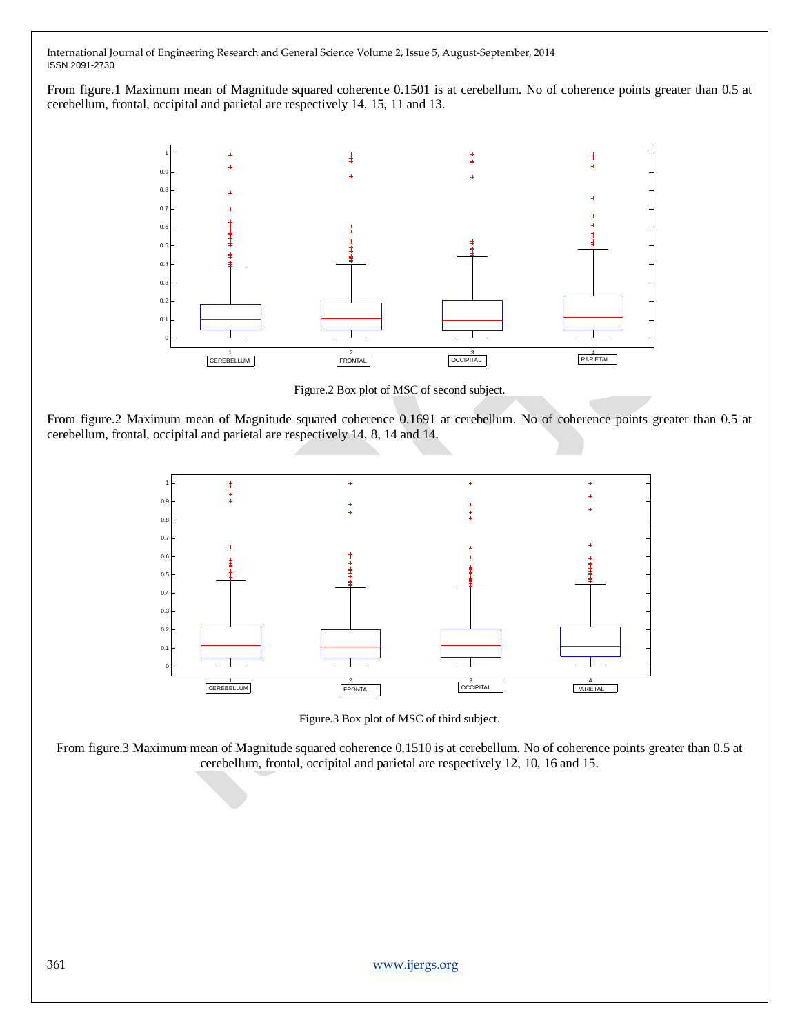From figure.1 Maximum mean of Magnitude squared coherence 0.1501 is at cerebellum. No of coherence points greater than 0.5 at cerebellum, frontal, occipital and parietal are respectively 14, 15, 11 and 13.

Figure.2 Box plot of MSC of second subject.

From figure.2 Maximum mean of Magnitude squared coherence 0.1691 at cerebellum. No of coherence points greater than 0.5 at cerebellum, frontal, occipital and parietal are respectively 14, 8, 14 and 14.

Figure.3 Box plot of MSC of third subject.

From figure.3 Maximum mean of Magnitude squared coherence 0.1510 is at cerebellum. No of coherence points greater than 0.5 at cerebellum, frontal, occipital and parietal are respectively 12, 10, 16 and 15.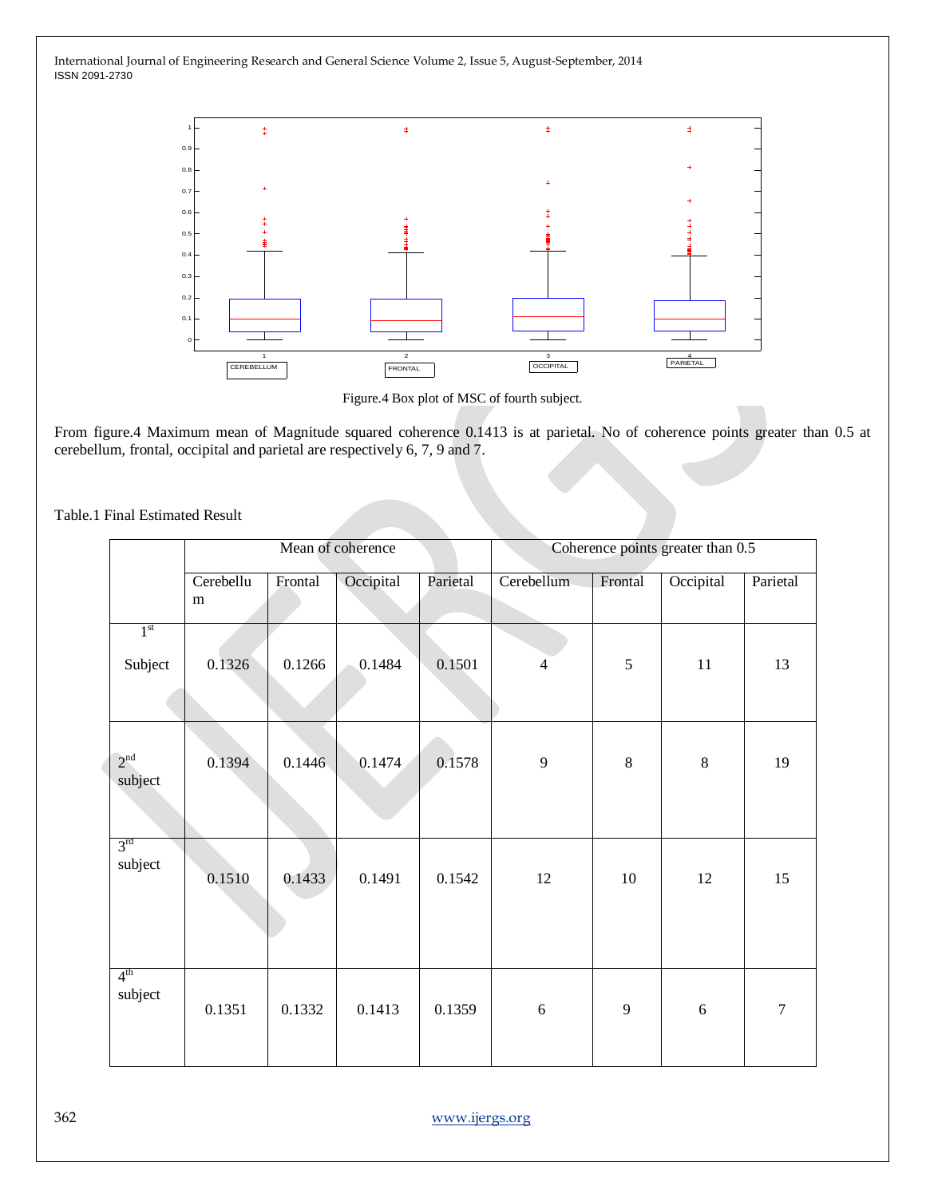Figure.4 Box plot of MSC of fourth subject.

From figure.4 Maximum mean of Magnitude squared coherence 0.1413 is at parietal. No of coherence points greater than 0.5 at cerebellum, frontal, occipital and parietal are respectively 6, 7, 9 and 7.

Table.1 Final Estimated Result

| | Mean of coherence | | | | Coherence points greater than 0.5 | | | |
|---|---|---|---|---|---|---|---|---|
| | Cerebellum | Frontal | Occipital | Parietal | Cerebellum | Frontal | Occipital | Parietal |
| 1st Subject | 0.1326 | 0.1266 | 0.1484 | 0.1501 | 4 | 5 | 11 | 13 |
| 2nd subject | 0.1394 | 0.1446 | 0.1474 | 0.1578 | 9 | 8 | 8 | 19 |
| 3rd subject | 0.1510 | 0.1433 | 0.1491 | 0.1542 | 12 | 10 | 12 | 15 |
| 4th subject | 0.1351 | 0.1332 | 0.1413 | 0.1359 | 6 | 9 | 6 | 7 |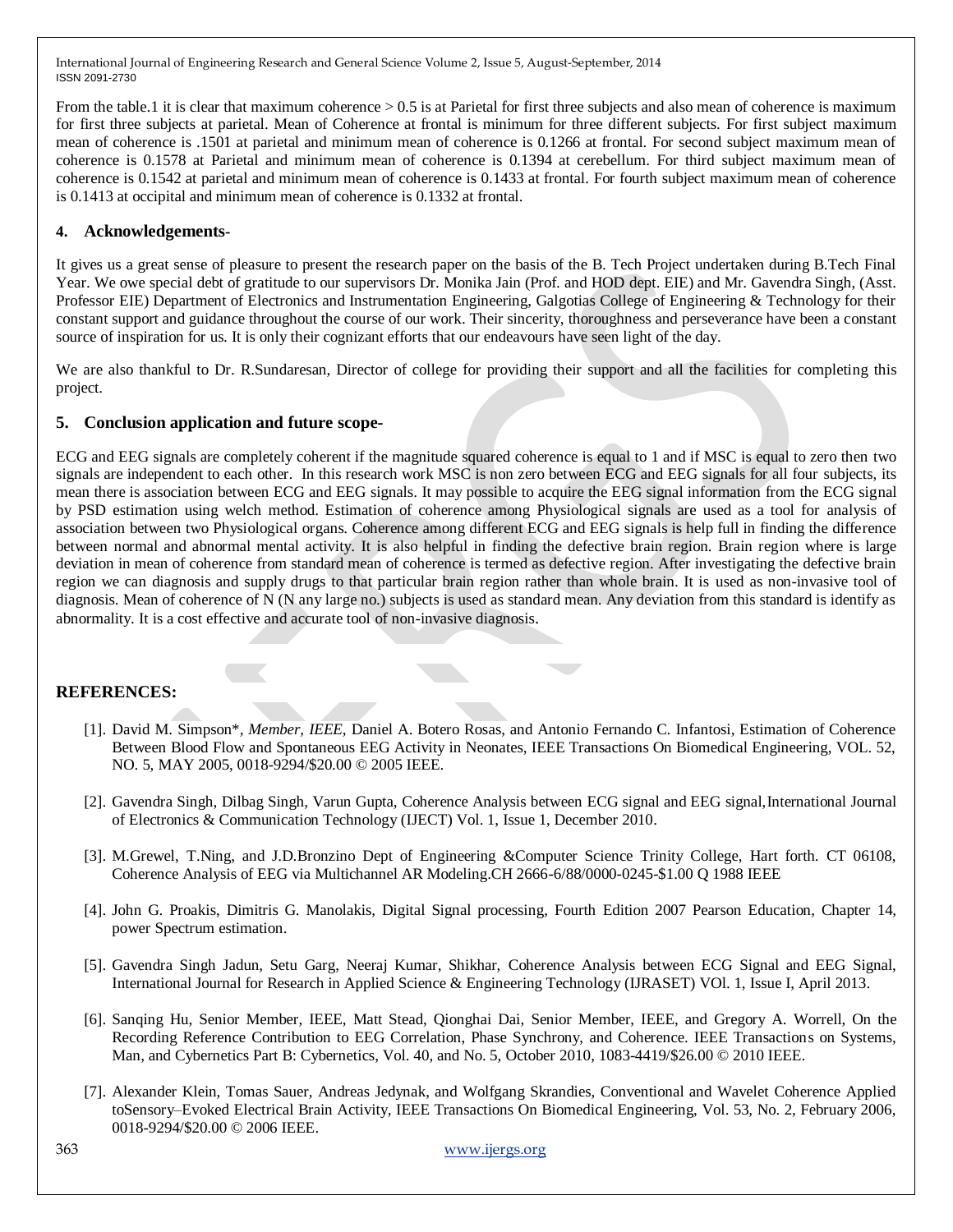From the table.1 it is clear that maximum coherence > 0.5 is at Parietal for first three subjects and also mean of coherence is maximum for first three subjects at parietal. Mean of Coherence at frontal is minimum for three different subjects. For first subject maximum mean of coherence is .1501 at parietal and minimum mean of coherence is 0.1266 at frontal. For second subject maximum mean of coherence is 0.1578 at Parietal and minimum mean of coherence is 0.1394 at cerebellum. For third subject maximum mean of coherence is 0.1542 at parietal and minimum mean of coherence is 0.1433 at frontal. For fourth subject maximum mean of coherence is 0.1413 at occipital and minimum mean of coherence is 0.1332 at frontal.

## 4. Acknowledgements-

It gives us a great sense of pleasure to present the research paper on the basis of the B. Tech Project undertaken during B.Tech Final Year. We owe special debt of gratitude to our supervisors Dr. Monika Jain (Prof. and HOD dept. EIE) and Mr. Gavendra Singh, (Asst. Professor EIE) Department of Electronics and Instrumentation Engineering, Galgotias College of Engineering & Technology for their constant support and guidance throughout the course of our work. Their sincerity, thoroughness and perseverance have been a constant source of inspiration for us. It is only their cognizant efforts that our endeavours have seen light of the day.

We are also thankful to Dr. R.Sundaresan, Director of college for providing their support and all the facilities for completing this project.

## 5. Conclusion application and future scope-

ECG and EEG signals are completely coherent if the magnitude squared coherence is equal to 1 and if MSC is equal to zero then two signals are independent to each other. In this research work MSC is non zero between ECG and EEG signals for all four subjects, its mean there is association between ECG and EEG signals. It may possible to acquire the EEG signal information from the ECG signal by PSD estimation using welch method. Estimation of coherence among Physiological signals are used as a tool for analysis of association between two Physiological organs. Coherence among different ECG and EEG signals is help full in finding the difference between normal and abnormal mental activity. It is also helpful in finding the defective brain region. Brain region where is large deviation in mean of coherence from standard mean of coherence is termed as defective region. After investigating the defective brain region we can diagnosis and supply drugs to that particular brain region rather than whole brain. It is used as non-invasive tool of diagnosis. Mean of coherence of N (N any large no.) subjects is used as standard mean. Any deviation from this standard is identify as abnormality. It is a cost effective and accurate tool of non-invasive diagnosis.

## REFERENCES:

[1]. David M. Simpson*, *Member, IEEE*, Daniel A. Botero Rosas, and Antonio Fernando C. Infantosi, Estimation of Coherence Between Blood Flow and Spontaneous EEG Activity in Neonates, IEEE Transactions On Biomedical Engineering, VOL. 52, NO. 5, MAY 2005, 0018-9294/$20.00 © 2005 IEEE.

[2]. Gavendra Singh, Dilbag Singh, Varun Gupta, Coherence Analysis between ECG signal and EEG signal,International Journal of Electronics & Communication Technology (IJECT) Vol. 1, Issue 1, December 2010.

[3]. M.Grewel, T.Ning, and J.D.Bronzino Dept of Engineering &Computer Science Trinity College, Hart forth. CT 06108, Coherence Analysis of EEG via Multichannel AR Modeling.CH 2666-6/88/0000-0245-$1.00 Q 1988 IEEE

[4]. John G. Proakis, Dimitris G. Manolakis, Digital Signal processing, Fourth Edition 2007 Pearson Education, Chapter 14, power Spectrum estimation.

[5]. Gavendra Singh Jadun, Setu Garg, Neeraj Kumar, Shikhar, Coherence Analysis between ECG Signal and EEG Signal, International Journal for Research in Applied Science & Engineering Technology (IJRASET) VOl. 1, Issue I, April 2013.

[6]. Sanqing Hu, Senior Member, IEEE, Matt Stead, Qionghai Dai, Senior Member, IEEE, and Gregory A. Worrell, On the Recording Reference Contribution to EEG Correlation, Phase Synchrony, and Coherence. IEEE Transactions on Systems, Man, and Cybernetics Part B: Cybernetics, Vol. 40, and No. 5, October 2010, 1083-4419/$26.00 © 2010 IEEE.

[7]. Alexander Klein, Tomas Sauer, Andreas Jedynak, and Wolfgang Skrandies, Conventional and Wavelet Coherence Applied toSensory–Evoked Electrical Brain Activity, IEEE Transactions On Biomedical Engineering, Vol. 53, No. 2, February 2006, 0018-9294/$20.00 © 2006 IEEE.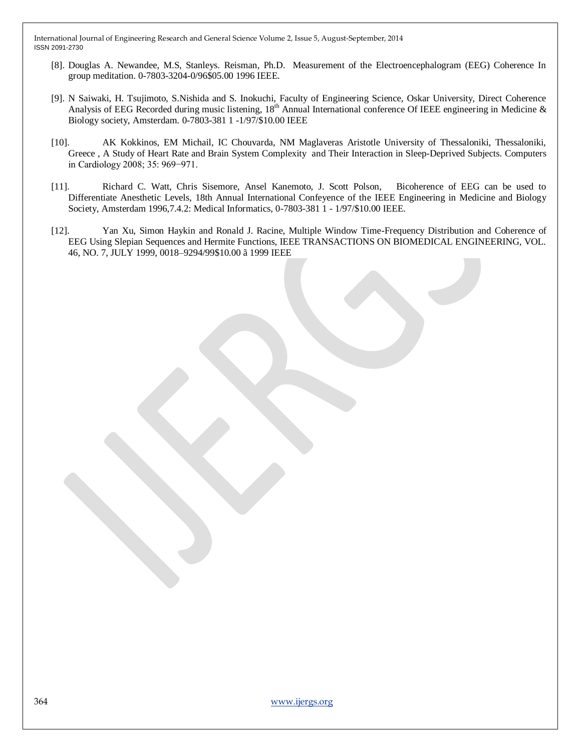[8]. Douglas A. Newandee, M.S, Stanleys. Reisman, Ph.D. Measurement of the Electroencephalogram (EEG) Coherence In group meditation. 0-7803-3204-0/96$05.00 1996 IEEE.

[9]. N Saiwaki, H. Tsujimoto, S.Nishida and S. Inokuchi, Faculty of Engineering Science, Oskar University, Direct Coherence Analysis of EEG Recorded during music listening, 18th Annual International conference Of IEEE engineering in Medicine & Biology society, Amsterdam. 0-7803-381 1 -1/97/$10.00 IEEE

[10]. AK Kokkinos, EM Michail, IC Chouvarda, NM Maglaveras Aristotle University of Thessaloniki, Thessaloniki, Greece , A Study of Heart Rate and Brain System Complexity and Their Interaction in Sleep-Deprived Subjects. Computers in Cardiology 2008; 35: 969−971.

[11]. Richard C. Watt, Chris Sisemore, Ansel Kanemoto, J. Scott Polson, Bicoherence of EEG can be used to Differentiate Anesthetic Levels, 18th Annual International Confeyence of the IEEE Engineering in Medicine and Biology Society, Amsterdam 1996,7.4.2: Medical Informatics, 0-7803-381 1 - 1/97/$10.00 IEEE.

[12]. Yan Xu, Simon Haykin and Ronald J. Racine, Multiple Window Time-Frequency Distribution and Coherence of EEG Using Slepian Sequences and Hermite Functions, IEEE TRANSACTIONS ON BIOMEDICAL ENGINEERING, VOL. 46, NO. 7, JULY 1999, 0018–9294/99$10.00 ã 1999 IEEE